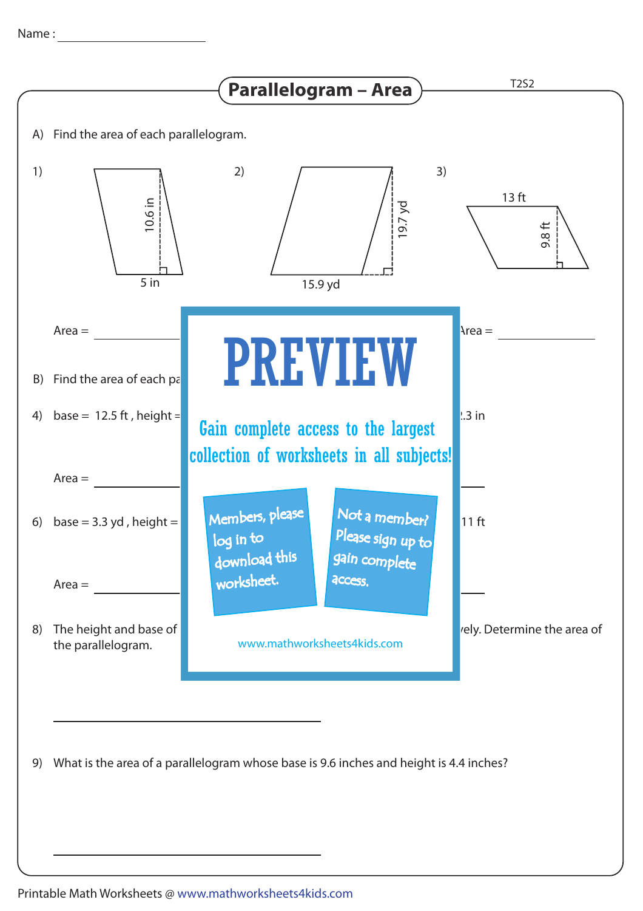Name : ____________________

# Parallelogram – Area

T2S2

A) Find the area of each parallelogram.

1) 10.6 in, 5 in

2) 19.7 yd, 15.9 yd

3) 13 ft, 9.8 ft

Area = ____________ \qquad Area = ____________

B) Find the area of each pa

4) base = 12.5 ft , height = \qquad .3 in

Area = ____________

6) base = 3.3 yd , height = \qquad 11 ft

Area = ____________

8) The height and base of \qquad ely. Determine the area of the parallelogram.

____________________________________

9) What is the area of a parallelogram whose base is 9.6 inches and height is 4.4 inches?

____________________________________

**PREVIEW**

Gain complete access to the largest collection of worksheets in all subjects!

Members, please log in to download this worksheet.

Not a member? Please sign up to gain complete access.

www.mathworksheets4kids.com

Printable Math Worksheets @ www.mathworksheets4kids.com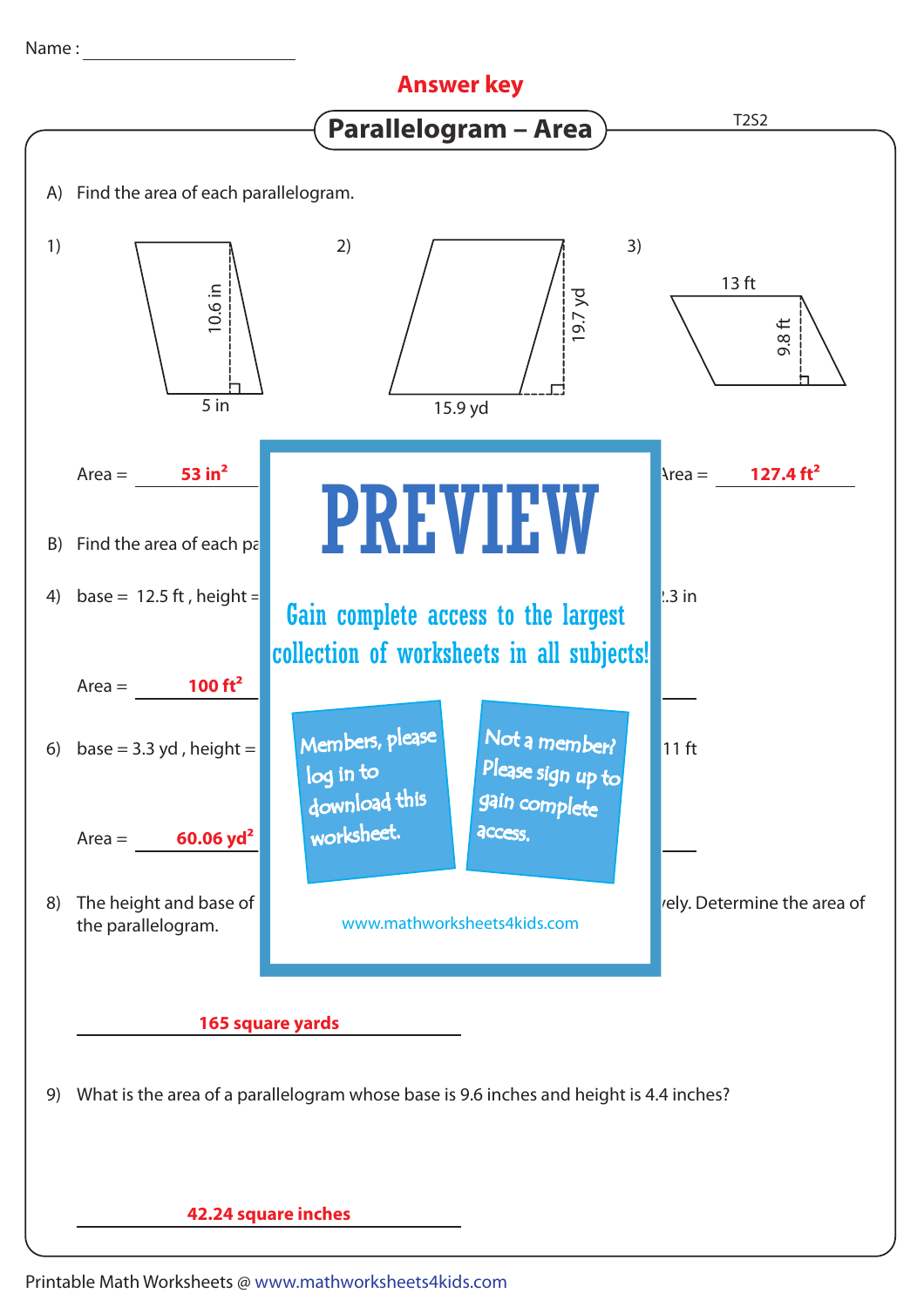Name :

**Answer key**

# Parallelogram – Area

T2S2

A) Find the area of each parallelogram.

1)

10.6 in

5 in

2)

19.7 yd

15.9 yd

3)

13 ft

9.8 ft

Area = **53 in²**

Area = **127.4 ft²**

PREVIEW

Gain complete access to the largest collection of worksheets in all subjects!

Members, please log in to download this worksheet.

Not a member? Please sign up to gain complete access.

www.mathworksheets4kids.com

B) Find the area of each pa

4) base = 12.5 ft , height =

.3 in

Area = **100 ft²**

6) base = 3.3 yd , height =

11 ft

Area = **60.06 yd²**

8) The height and base of ... vely. Determine the area of the parallelogram.

**165 square yards**

9) What is the area of a parallelogram whose base is 9.6 inches and height is 4.4 inches?

**42.24 square inches**

Printable Math Worksheets @ www.mathworksheets4kids.com